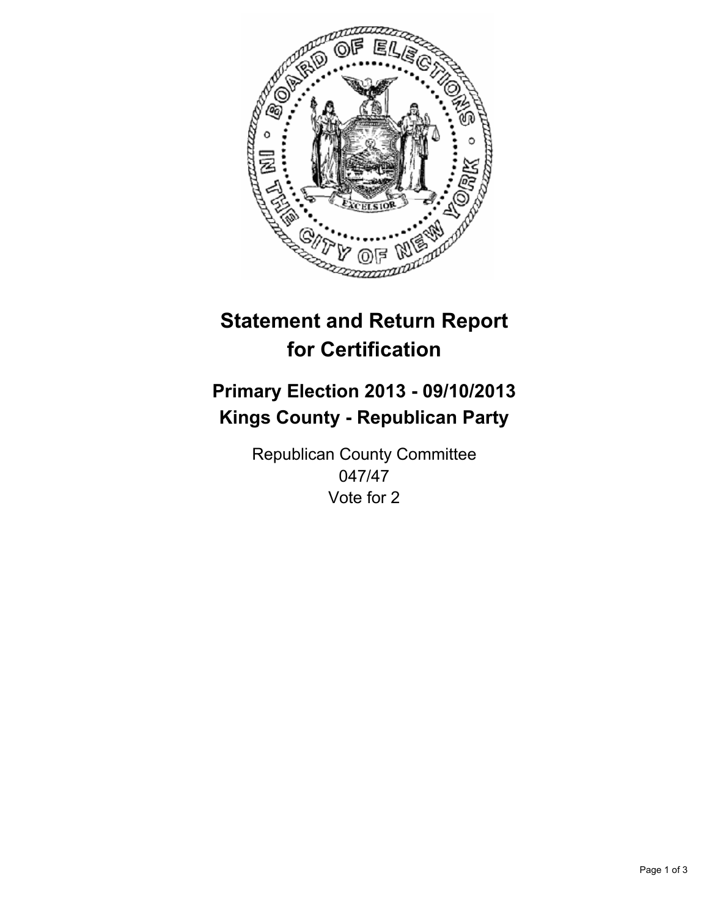# Statement and Return Report for Certification

## Primary Election 2013 - 09/10/2013
## Kings County - Republican Party

Republican County Committee
047/47
Vote for 2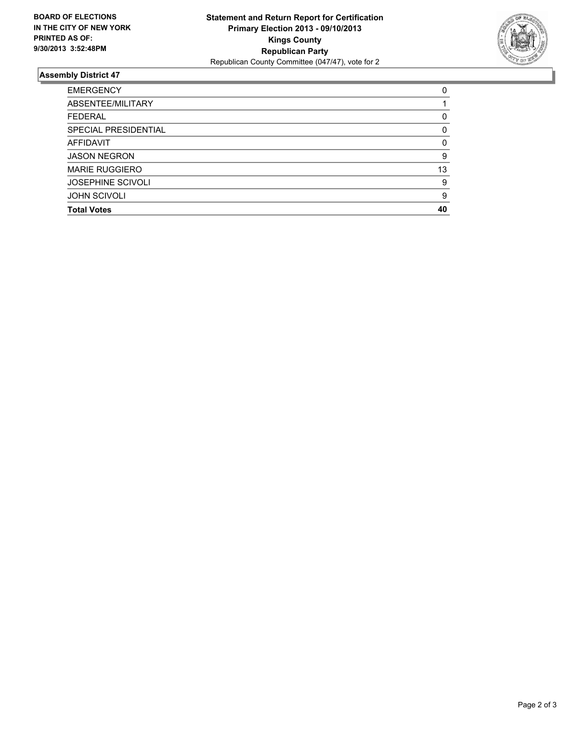**BOARD OF ELECTIONS IN THE CITY OF NEW YORK PRINTED AS OF: 9/30/2013 3:52:48PM**

**Statement and Return Report for Certification**
**Primary Election 2013 - 09/10/2013**
**Kings County**
**Republican Party**
Republican County Committee (047/47), vote for 2

## Assembly District 47

| | |
|---|---|
| EMERGENCY | 0 |
| ABSENTEE/MILITARY | 1 |
| FEDERAL | 0 |
| SPECIAL PRESIDENTIAL | 0 |
| AFFIDAVIT | 0 |
| JASON NEGRON | 9 |
| MARIE RUGGIERO | 13 |
| JOSEPHINE SCIVOLI | 9 |
| JOHN SCIVOLI | 9 |
| **Total Votes** | **40** |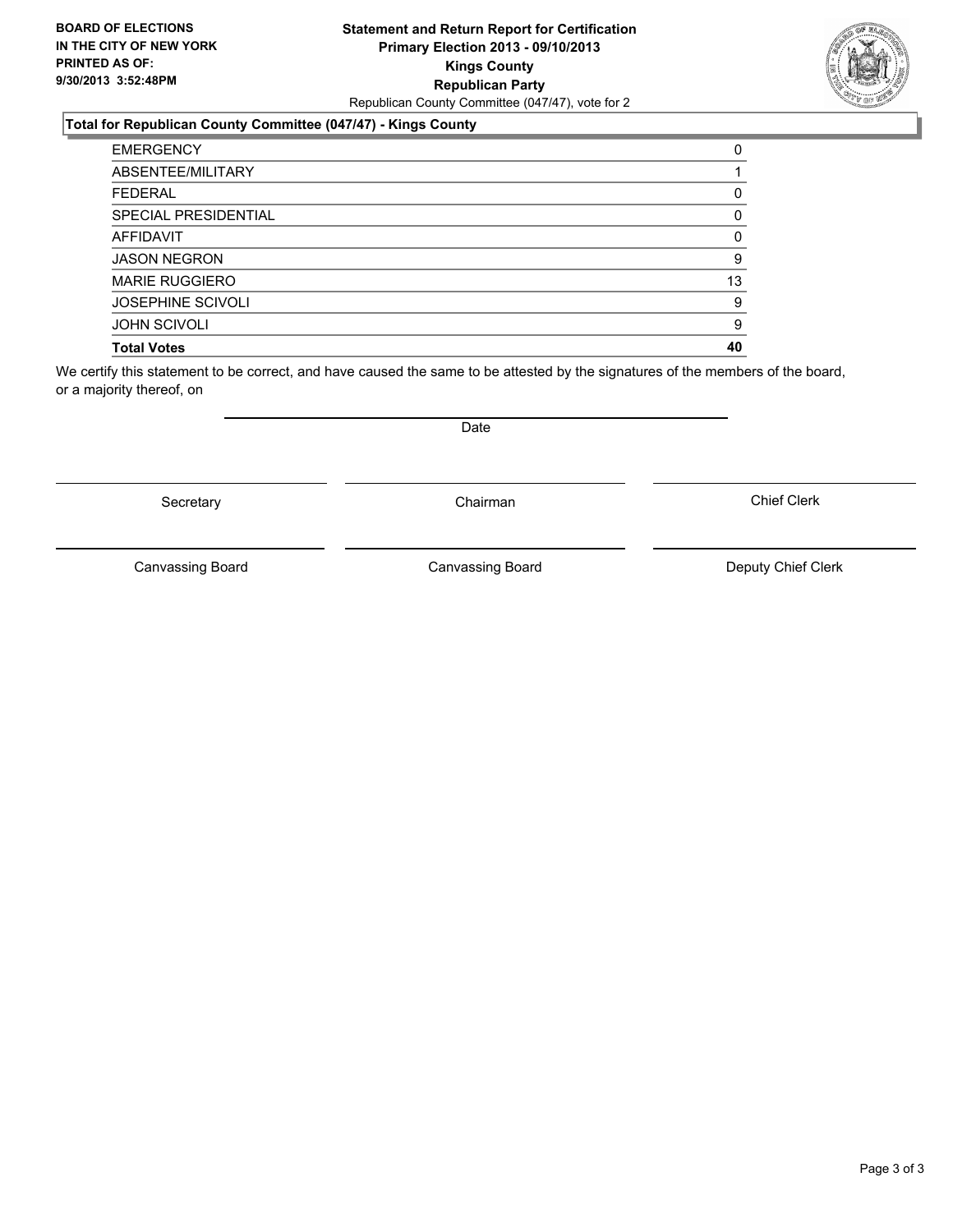**BOARD OF ELECTIONS IN THE CITY OF NEW YORK PRINTED AS OF: 9/30/2013 3:52:48PM**

**Statement and Return Report for Certification**
**Primary Election 2013 - 09/10/2013**
**Kings County**
**Republican Party**
Republican County Committee (047/47), vote for 2

**Total for Republican County Committee (047/47) - Kings County**

| | |
|---|---|
| EMERGENCY | 0 |
| ABSENTEE/MILITARY | 1 |
| FEDERAL | 0 |
| SPECIAL PRESIDENTIAL | 0 |
| AFFIDAVIT | 0 |
| JASON NEGRON | 9 |
| MARIE RUGGIERO | 13 |
| JOSEPHINE SCIVOLI | 9 |
| JOHN SCIVOLI | 9 |
| **Total Votes** | **40** |

We certify this statement to be correct, and have caused the same to be attested by the signatures of the members of the board, or a majority thereof, on

Date

Secretary

Chairman

Chief Clerk

Canvassing Board

Canvassing Board

Deputy Chief Clerk